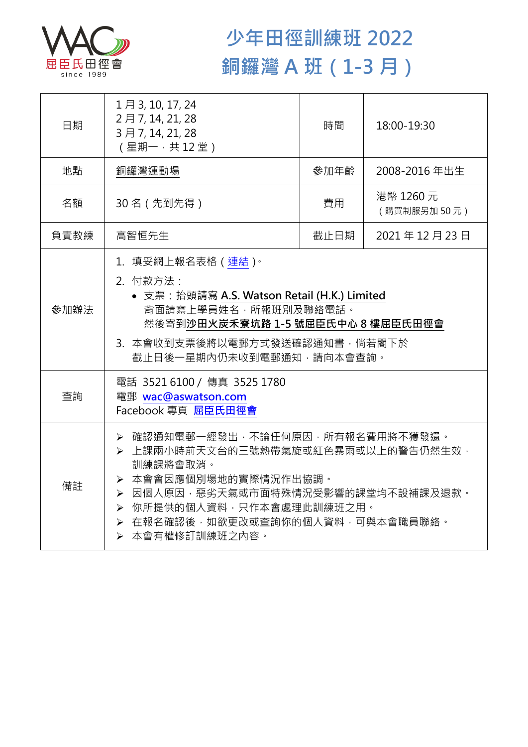# 少年田徑訓練班 2022
# 銅鑼灣 A 班（1-3 月）

| 日期 | 1 月 3, 10, 17, 24<br>2 月 7, 14, 21, 28<br>3 月 7, 14, 21, 28<br>（星期一，共 12 堂） | 時間 | 18:00-19:30 |
|---|---|---|---|
| 地點 | 銅鑼灣運動場 | 參加年齡 | 2008-2016 年出生 |
| 名額 | 30 名（先到先得） | 費用 | 港幣 1260 元<br>（購買制服另加 50 元） |
| 負責教練 | 高智恒先生 | 截止日期 | 2021 年 12 月 23 日 |
| 參加辦法 | 1. 填妥網上報名表格（連結）。<br>2. 付款方法：<br>• 支票：抬頭請寫 **A.S. Watson Retail (H.K.) Limited**<br>背面請寫上學員姓名，所報班別及聯絡電話。<br>然後寄到**沙田火炭禾寮坑路 1-5 號屈臣氏中心 8 樓屈臣氏田徑會**<br>3. 本會收到支票後將以電郵方式發送確認通知書，倘若閣下於截止日後一星期內仍未收到電郵通知，請向本會查詢。 | | |
| 查詢 | 電話 3521 6100 / 傳真 3525 1780<br>電郵 wac@aswatson.com<br>Facebook 專頁 屈臣氏田徑會 | | |
| 備註 | ➢ 確認通知電郵一經發出，不論任何原因，所有報名費用將不獲發還。<br>➢ 上課兩小時前天文台的三號熱帶氣旋或紅色暴雨或以上的警告仍然生效，訓練課將會取消。<br>➢ 本會會因應個別場地的實際情況作出協調。<br>➢ 因個人原因，惡劣天氣或市面特殊情況受影響的課堂均不設補課及退款。<br>➢ 你所提供的個人資料，只作本會處理此訓練班之用。<br>➢ 在報名確認後，如欲更改或查詢你的個人資料，可與本會職員聯絡。<br>➢ 本會有權修訂訓練班之內容。 | | |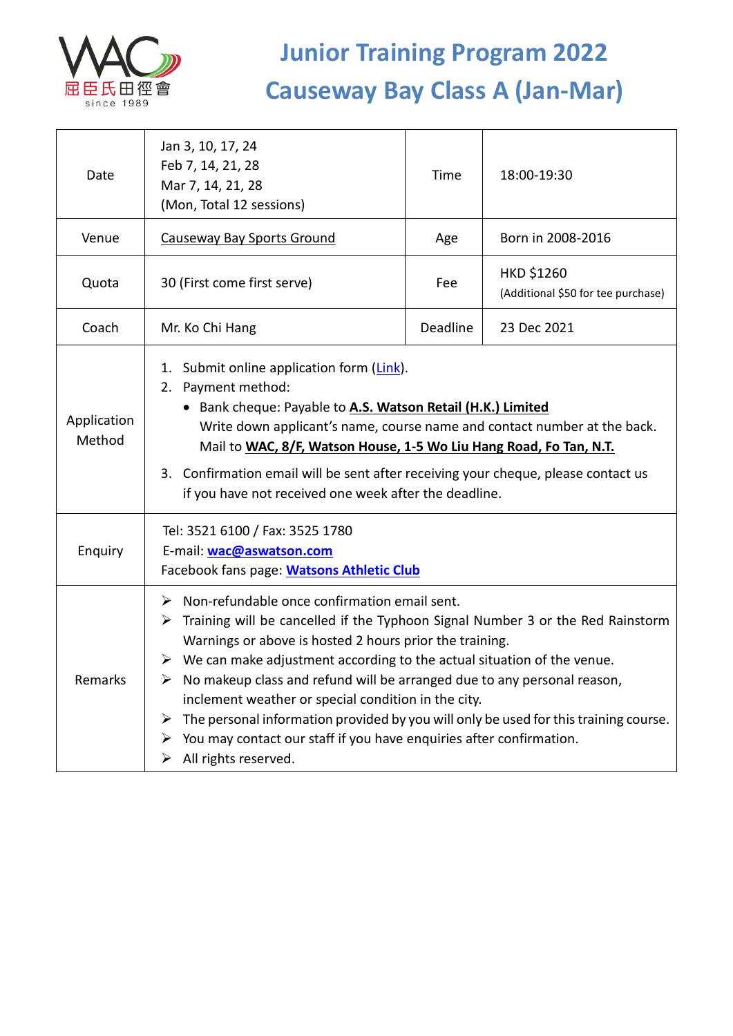# Junior Training Program 2022
# Causeway Bay Class A (Jan-Mar)

| | | | |
|---|---|---|---|
| Date | Jan 3, 10, 17, 24<br>Feb 7, 14, 21, 28<br>Mar 7, 14, 21, 28<br>(Mon, Total 12 sessions) | Time | 18:00-19:30 |
| Venue | Causeway Bay Sports Ground | Age | Born in 2008-2016 |
| Quota | 30 (First come first serve) | Fee | HKD $1260<br>(Additional $50 for tee purchase) |
| Coach | Mr. Ko Chi Hang | Deadline | 23 Dec 2021 |
| Application Method | 1. Submit online application form (Link).<br>2. Payment method:<br>• Bank cheque: Payable to **A.S. Watson Retail (H.K.) Limited**<br>Write down applicant's name, course name and contact number at the back.<br>Mail to **WAC, 8/F, Watson House, 1-5 Wo Liu Hang Road, Fo Tan, N.T.**<br>3. Confirmation email will be sent after receiving your cheque, please contact us if you have not received one week after the deadline. | | |
| Enquiry | Tel: 3521 6100 / Fax: 3525 1780<br>E-mail: **wac@aswatson.com**<br>Facebook fans page: **Watsons Athletic Club** | | |
| Remarks | ➢ Non-refundable once confirmation email sent.<br>➢ Training will be cancelled if the Typhoon Signal Number 3 or the Red Rainstorm Warnings or above is hosted 2 hours prior the training.<br>➢ We can make adjustment according to the actual situation of the venue.<br>➢ No makeup class and refund will be arranged due to any personal reason, inclement weather or special condition in the city.<br>➢ The personal information provided by you will only be used for this training course.<br>➢ You may contact our staff if you have enquiries after confirmation.<br>➢ All rights reserved. | | |